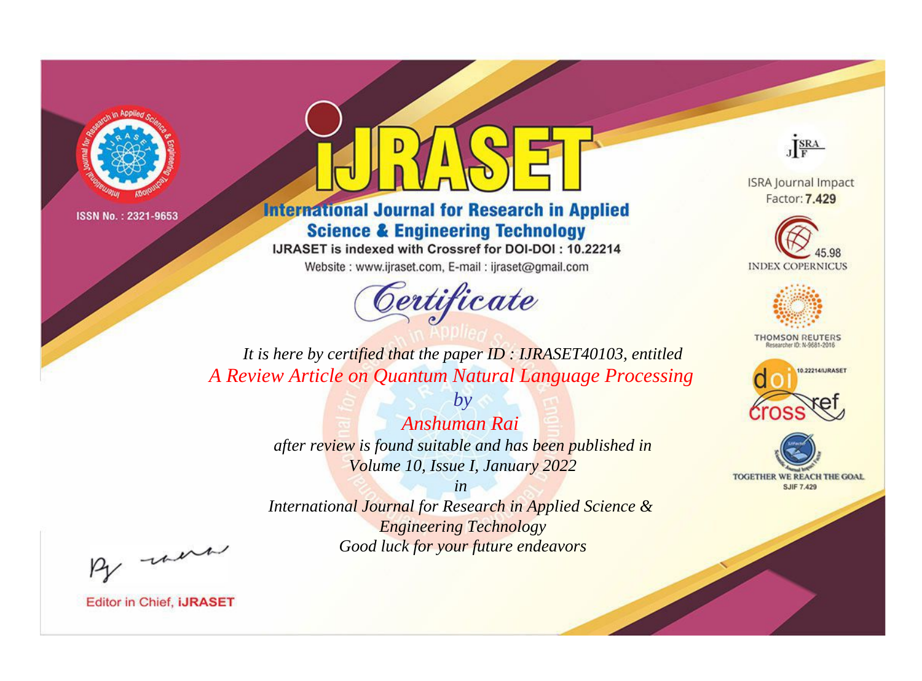ISSN No. : 2321-9653

# IJRASET

## International Journal for Research in Applied Science & Engineering Technology

IJRASET is indexed with Crossref for DOI-DOI : 10.22214

Website : www.ijraset.com, E-mail : ijraset@gmail.com

## Certificate

*It is here by certified that the paper ID : IJRASET40103, entitled*

*A Review Article on Quantum Natural Language Processing*

*by*

*Anshuman Rai*

*after review is found suitable and has been published in*

*Volume 10, Issue I, January 2022*

*in*

*International Journal for Research in Applied Science & Engineering Technology*

*Good luck for your future endeavors*

ISRA Journal Impact Factor: **7.429**

45.98 INDEX COPERNICUS

THOMSON REUTERS Researcher ID: N-9681-2016

10.22214/IJRASET

TOGETHER WE REACH THE GOAL SJIF 7.429

Editor in Chief, **iJRASET**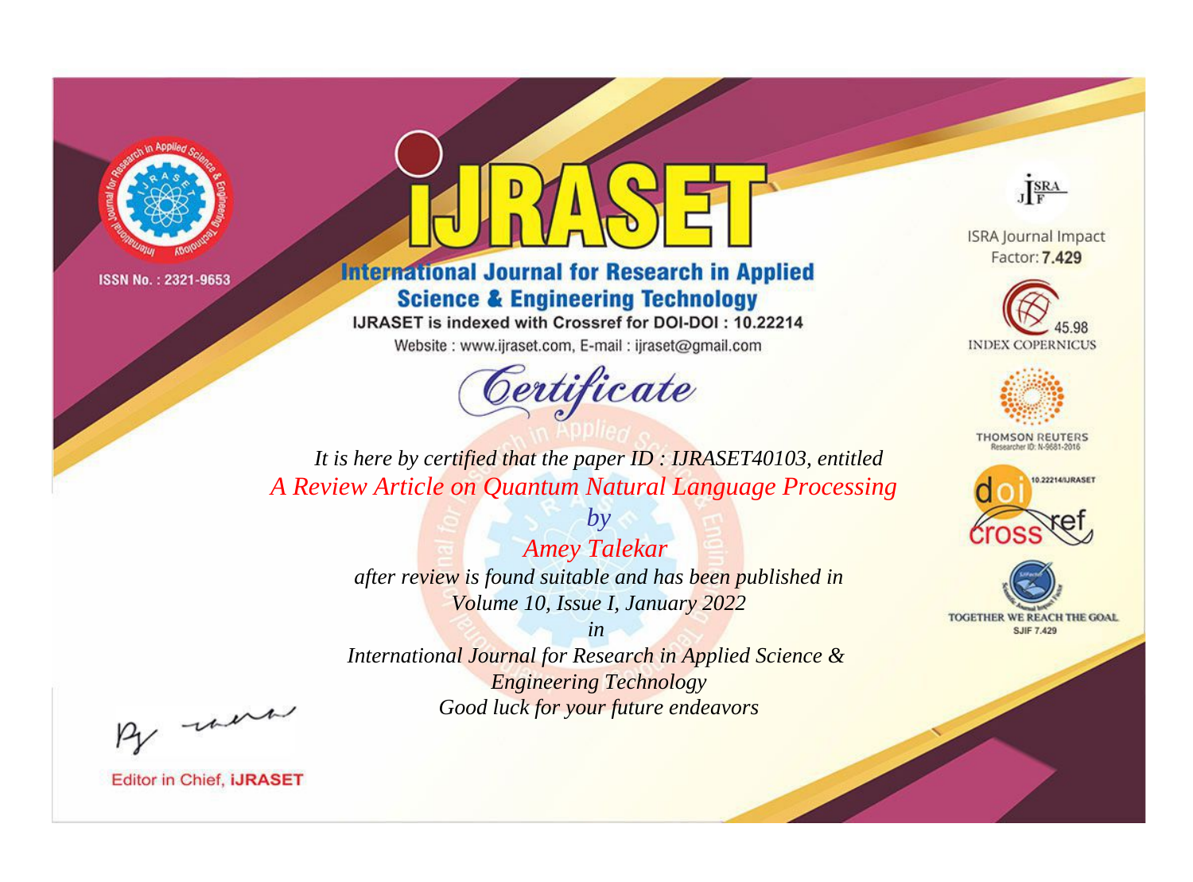ISSN No. : 2321-9653

# iJRASET

## International Journal for Research in Applied Science & Engineering Technology

IJRASET is indexed with Crossref for DOI-DOI : 10.22214

Website : www.ijraset.com, E-mail : ijraset@gmail.com

# Certificate

*It is here by certified that the paper ID : IJRASET40103, entitled*

*A Review Article on Quantum Natural Language Processing*

*by*

*Amey Talekar*

*after review is found suitable and has been published in*

*Volume 10, Issue I, January 2022*

*in*

*International Journal for Research in Applied Science & Engineering Technology*

*Good luck for your future endeavors*

ISRA Journal Impact Factor: **7.429**

45.98 INDEX COPERNICUS

THOMSON REUTERS Researcher ID: N-9681-2016

10.22214/IJRASET

TOGETHER WE REACH THE GOAL SJIF 7.429

Editor in Chief, **iJRASET**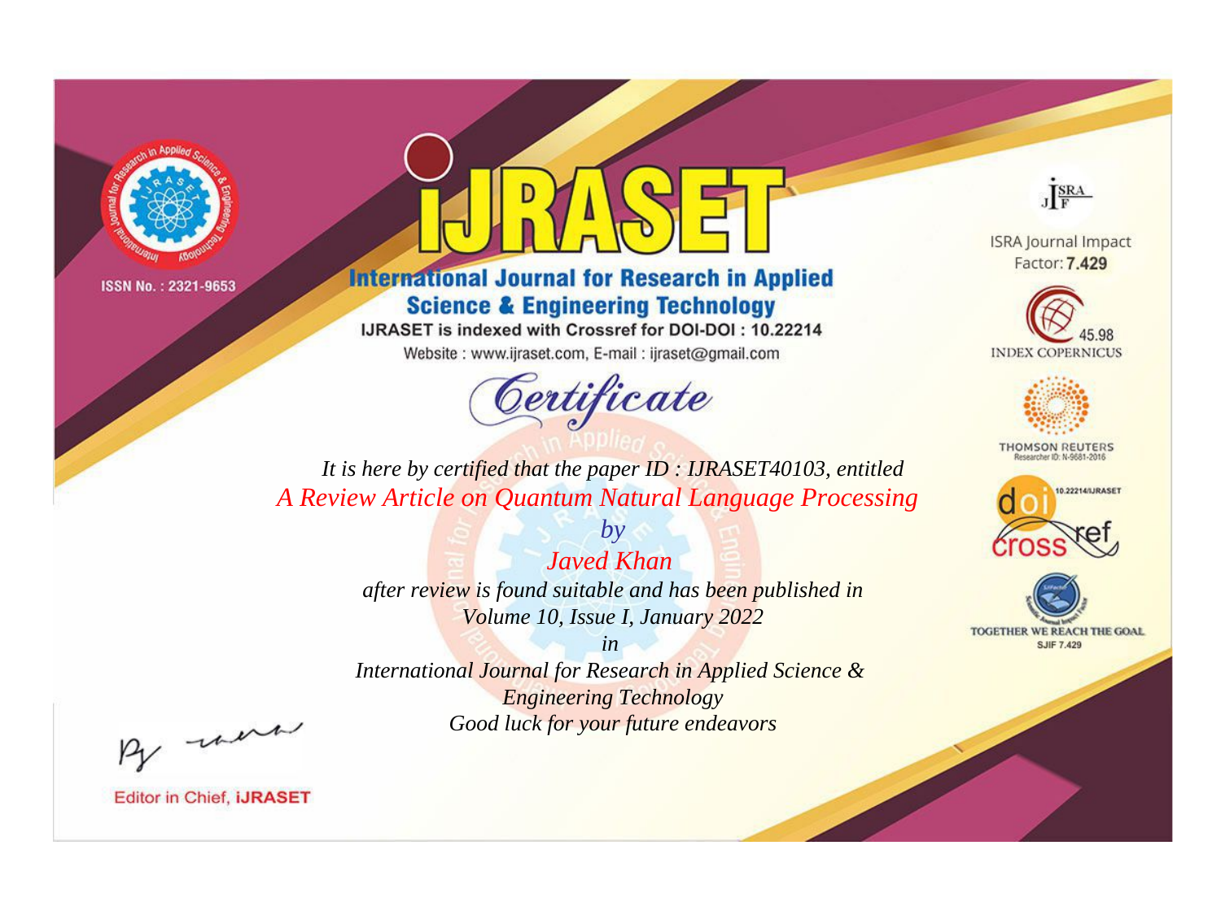ISSN No. : 2321-9653

# iJRASET

## International Journal for Research in Applied Science & Engineering Technology

IJRASET is indexed with Crossref for DOI-DOI : 10.22214

Website : www.ijraset.com, E-mail : ijraset@gmail.com

ISRA Journal Impact Factor: **7.429**

45.98 INDEX COPERNICUS

THOMSON REUTERS Researcher ID: N-9681-2016

10.22214/IJRASET

TOGETHER WE REACH THE GOAL SJIF 7.429

*Certificate*

*It is here by certified that the paper ID : IJRASET40103, entitled*

*A Review Article on Quantum Natural Language Processing*

*by*

*Javed Khan*

*after review is found suitable and has been published in*

*Volume 10, Issue I, January 2022*

*in*

*International Journal for Research in Applied Science & Engineering Technology*

*Good luck for your future endeavors*

Editor in Chief, **iJRASET**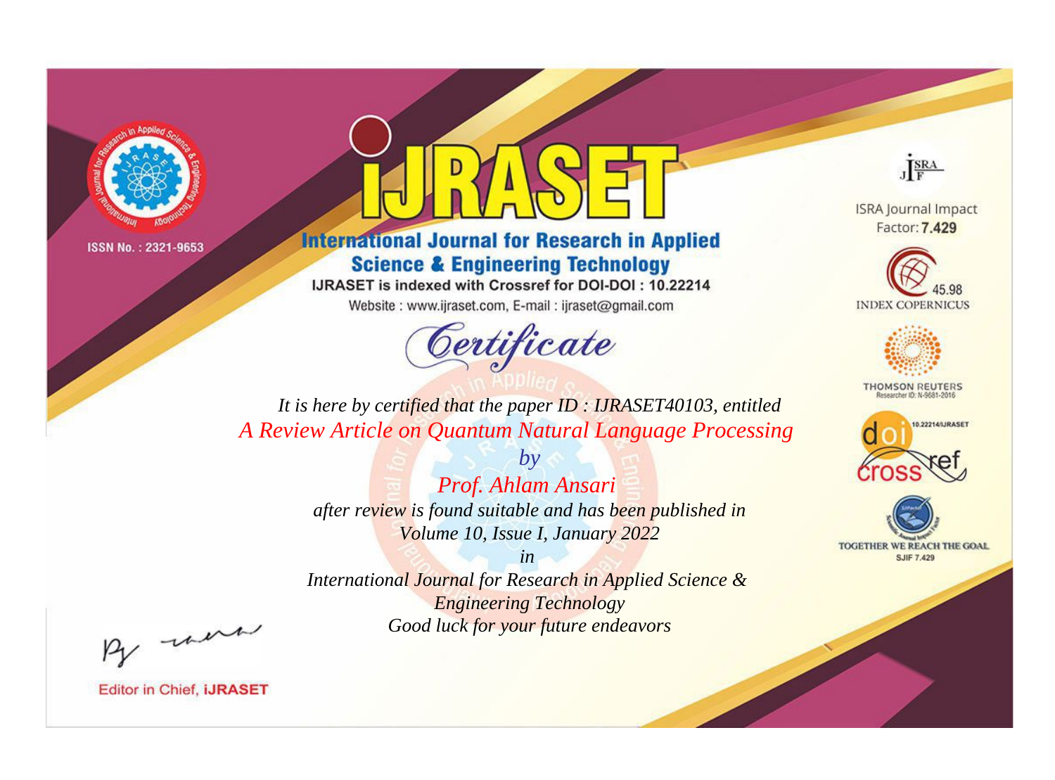ISSN No. : 2321-9653

# iJRASET

## International Journal for Research in Applied Science & Engineering Technology

IJRASET is indexed with Crossref for DOI-DOI : 10.22214

Website : www.ijraset.com, E-mail : ijraset@gmail.com

ISRA Journal Impact Factor: **7.429**

45.98 INDEX COPERNICUS

THOMSON REUTERS Researcher ID: N-9681-2016

10.22214/IJRASET

TOGETHER WE REACH THE GOAL SJIF 7.429

# Certificate

*It is here by certified that the paper ID : IJRASET40103, entitled*

*A Review Article on Quantum Natural Language Processing*

*by*

*Prof. Ahlam Ansari*

*after review is found suitable and has been published in*

*Volume 10, Issue I, January 2022*

*in*

*International Journal for Research in Applied Science & Engineering Technology*

*Good luck for your future endeavors*

Editor in Chief, **iJRASET**